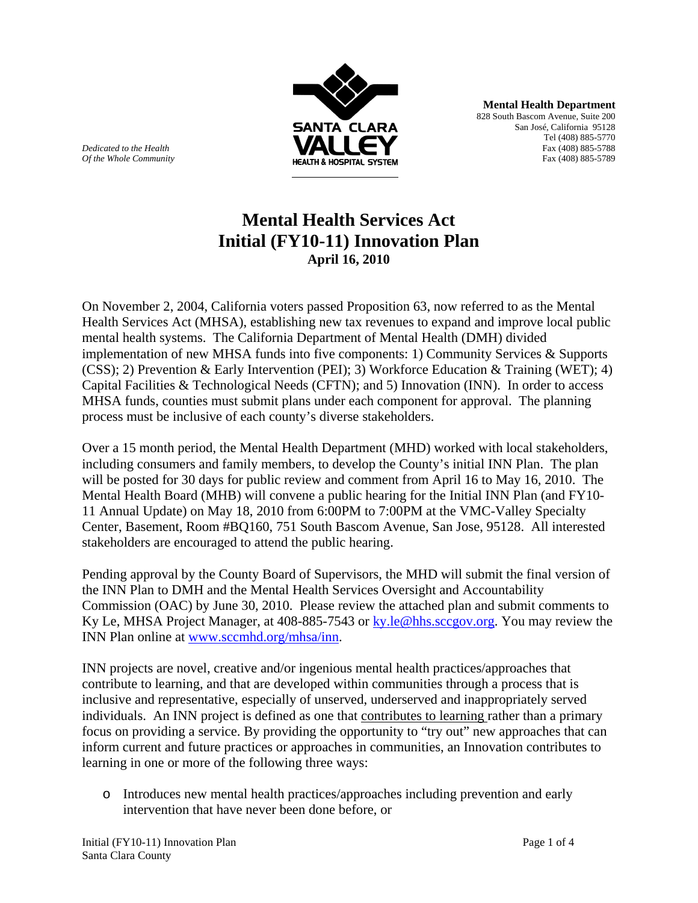*Dedicated to the Health*
*Of the Whole Community*

SANTA CLARA VALLEY HEALTH & HOSPITAL SYSTEM

**Mental Health Department**
828 South Bascom Avenue, Suite 200
San José, California 95128
Tel (408) 885-5770
Fax (408) 885-5788
Fax (408) 885-5789

# Mental Health Services Act
# Initial (FY10-11) Innovation Plan
### April 16, 2010

On November 2, 2004, California voters passed Proposition 63, now referred to as the Mental Health Services Act (MHSA), establishing new tax revenues to expand and improve local public mental health systems. The California Department of Mental Health (DMH) divided implementation of new MHSA funds into five components: 1) Community Services & Supports (CSS); 2) Prevention & Early Intervention (PEI); 3) Workforce Education & Training (WET); 4) Capital Facilities & Technological Needs (CFTN); and 5) Innovation (INN). In order to access MHSA funds, counties must submit plans under each component for approval. The planning process must be inclusive of each county's diverse stakeholders.

Over a 15 month period, the Mental Health Department (MHD) worked with local stakeholders, including consumers and family members, to develop the County's initial INN Plan. The plan will be posted for 30 days for public review and comment from April 16 to May 16, 2010. The Mental Health Board (MHB) will convene a public hearing for the Initial INN Plan (and FY10-11 Annual Update) on May 18, 2010 from 6:00PM to 7:00PM at the VMC-Valley Specialty Center, Basement, Room #BQ160, 751 South Bascom Avenue, San Jose, 95128. All interested stakeholders are encouraged to attend the public hearing.

Pending approval by the County Board of Supervisors, the MHD will submit the final version of the INN Plan to DMH and the Mental Health Services Oversight and Accountability Commission (OAC) by June 30, 2010. Please review the attached plan and submit comments to Ky Le, MHSA Project Manager, at 408-885-7543 or [ky.le@hhs.sccgov.org](mailto:ky.le@hhs.sccgov.org). You may review the INN Plan online at [www.sccmhd.org/mhsa/inn](http://www.sccmhd.org/mhsa/inn).

INN projects are novel, creative and/or ingenious mental health practices/approaches that contribute to learning, and that are developed within communities through a process that is inclusive and representative, especially of unserved, underserved and inappropriately served individuals. An INN project is defined as one that <u>contributes to learning</u> rather than a primary focus on providing a service. By providing the opportunity to "try out" new approaches that can inform current and future practices or approaches in communities, an Innovation contributes to learning in one or more of the following three ways:

- Introduces new mental health practices/approaches including prevention and early intervention that have never been done before, or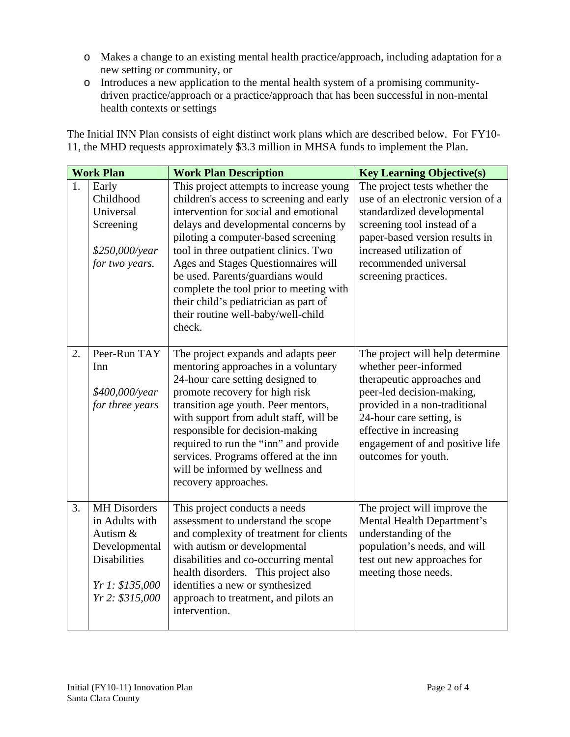- Makes a change to an existing mental health practice/approach, including adaptation for a new setting or community, or
- Introduces a new application to the mental health system of a promising community-driven practice/approach or a practice/approach that has been successful in non-mental health contexts or settings

The Initial INN Plan consists of eight distinct work plans which are described below. For FY10-11, the MHD requests approximately $3.3 million in MHSA funds to implement the Plan.

| Work Plan | | Work Plan Description | Key Learning Objective(s) |
|---|---|---|---|
| 1. | Early Childhood Universal Screening<br><br>*$250,000/year for two years.* | This project attempts to increase young children's access to screening and early intervention for social and emotional delays and developmental concerns by piloting a computer-based screening tool in three outpatient clinics. Two Ages and Stages Questionnaires will be used. Parents/guardians would complete the tool prior to meeting with their child's pediatrician as part of their routine well-baby/well-child check. | The project tests whether the use of an electronic version of a standardized developmental screening tool instead of a paper-based version results in increased utilization of recommended universal screening practices. |
| 2. | Peer-Run TAY Inn<br><br>*$400,000/year for three years* | The project expands and adapts peer mentoring approaches in a voluntary 24-hour care setting designed to promote recovery for high risk transition age youth. Peer mentors, with support from adult staff, will be responsible for decision-making required to run the "inn" and provide services. Programs offered at the inn will be informed by wellness and recovery approaches. | The project will help determine whether peer-informed therapeutic approaches and peer-led decision-making, provided in a non-traditional 24-hour care setting, is effective in increasing engagement of and positive life outcomes for youth. |
| 3. | MH Disorders in Adults with Autism & Developmental Disabilities<br><br>*Yr 1: $135,000*<br>*Yr 2: $315,000* | This project conducts a needs assessment to understand the scope and complexity of treatment for clients with autism or developmental disabilities and co-occurring mental health disorders. This project also identifies a new or synthesized approach to treatment, and pilots an intervention. | The project will improve the Mental Health Department's understanding of the population's needs, and will test out new approaches for meeting those needs. |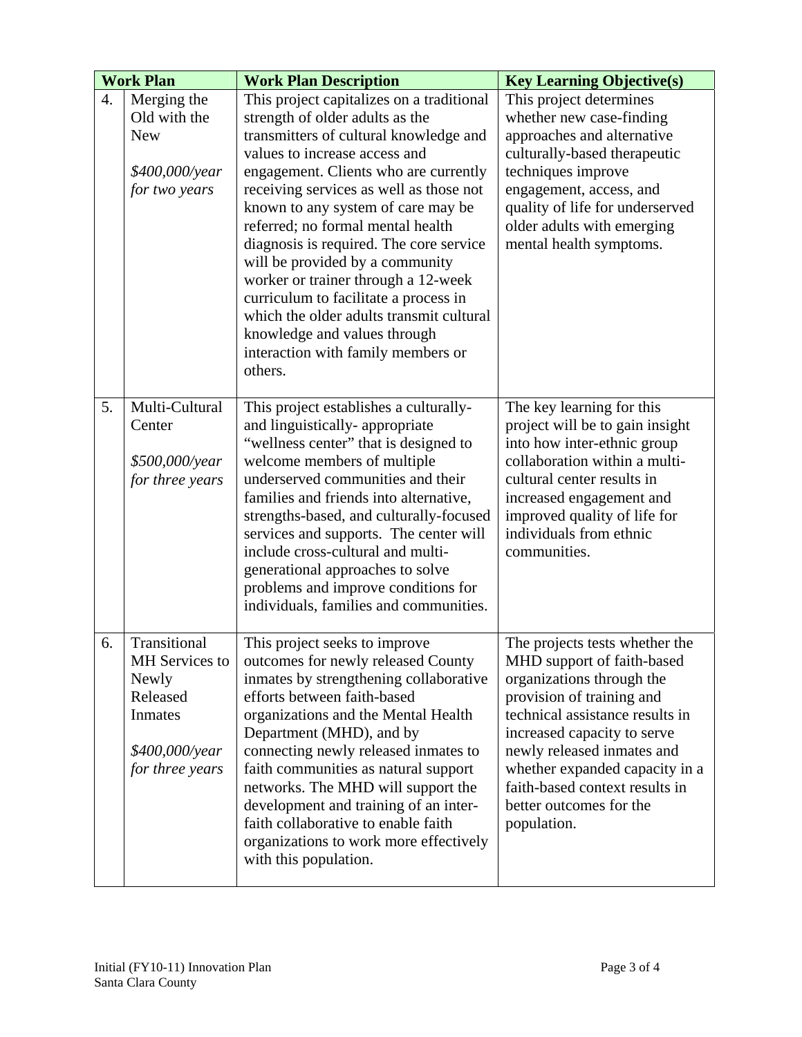| | Work Plan | Work Plan Description | Key Learning Objective(s) |
|---|---|---|---|
| 4. | Merging the Old with the New<br><br>*$400,000/year for two years* | This project capitalizes on a traditional strength of older adults as the transmitters of cultural knowledge and values to increase access and engagement. Clients who are currently receiving services as well as those not known to any system of care may be referred; no formal mental health diagnosis is required. The core service will be provided by a community worker or trainer through a 12-week curriculum to facilitate a process in which the older adults transmit cultural knowledge and values through interaction with family members or others. | This project determines whether new case-finding approaches and alternative culturally-based therapeutic techniques improve engagement, access, and quality of life for underserved older adults with emerging mental health symptoms. |
| 5. | Multi-Cultural Center<br><br>*$500,000/year for three years* | This project establishes a culturally- and linguistically- appropriate "wellness center" that is designed to welcome members of multiple underserved communities and their families and friends into alternative, strengths-based, and culturally-focused services and supports. The center will include cross-cultural and multi-generational approaches to solve problems and improve conditions for individuals, families and communities. | The key learning for this project will be to gain insight into how inter-ethnic group collaboration within a multi-cultural center results in increased engagement and improved quality of life for individuals from ethnic communities. |
| 6. | Transitional MH Services to Newly Released Inmates<br><br>*$400,000/year for three years* | This project seeks to improve outcomes for newly released County inmates by strengthening collaborative efforts between faith-based organizations and the Mental Health Department (MHD), and by connecting newly released inmates to faith communities as natural support networks. The MHD will support the development and training of an inter-faith collaborative to enable faith organizations to work more effectively with this population. | The projects tests whether the MHD support of faith-based organizations through the provision of training and technical assistance results in increased capacity to serve newly released inmates and whether expanded capacity in a faith-based context results in better outcomes for the population. |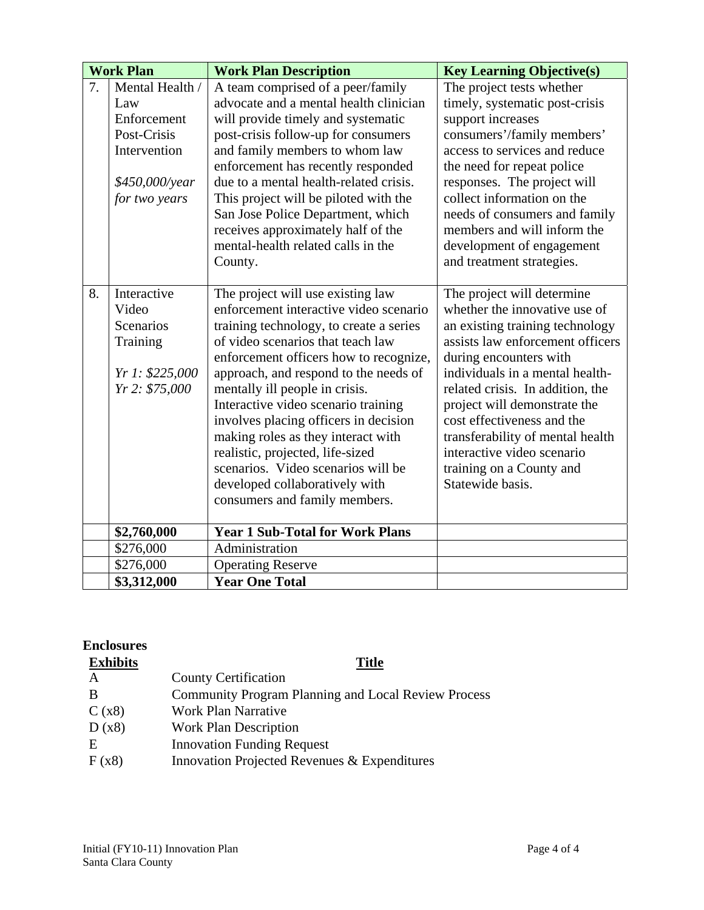| Work Plan | | Work Plan Description | Key Learning Objective(s) |
|---|---|---|---|
| 7. | Mental Health / Law Enforcement Post-Crisis Intervention<br><br>*$450,000/year for two years* | A team comprised of a peer/family advocate and a mental health clinician will provide timely and systematic post-crisis follow-up for consumers and family members to whom law enforcement has recently responded due to a mental health-related crisis. This project will be piloted with the San Jose Police Department, which receives approximately half of the mental-health related calls in the County. | The project tests whether timely, systematic post-crisis support increases consumers'/family members' access to services and reduce the need for repeat police responses. The project will collect information on the needs of consumers and family members and will inform the development of engagement and treatment strategies. |
| 8. | Interactive Video Scenarios Training<br><br>*Yr 1: $225,000*<br>*Yr 2: $75,000* | The project will use existing law enforcement interactive video scenario training technology, to create a series of video scenarios that teach law enforcement officers how to recognize, approach, and respond to the needs of mentally ill people in crisis. Interactive video scenario training involves placing officers in decision making roles as they interact with realistic, projected, life-sized scenarios. Video scenarios will be developed collaboratively with consumers and family members. | The project will determine whether the innovative use of an existing training technology assists law enforcement officers during encounters with individuals in a mental health-related crisis. In addition, the project will demonstrate the cost effectiveness and the transferability of mental health interactive video scenario training on a County and Statewide basis. |
| | **$2,760,000** | **Year 1 Sub-Total for Work Plans** | |
| | $276,000 | Administration | |
| | $276,000 | Operating Reserve | |
| | **$3,312,000** | **Year One Total** | |

**Enclosures**

| **Exhibits** | **Title** |
|---|---|
| A | County Certification |
| B | Community Program Planning and Local Review Process |
| C (x8) | Work Plan Narrative |
| D (x8) | Work Plan Description |
| E | Innovation Funding Request |
| F (x8) | Innovation Projected Revenues & Expenditures |